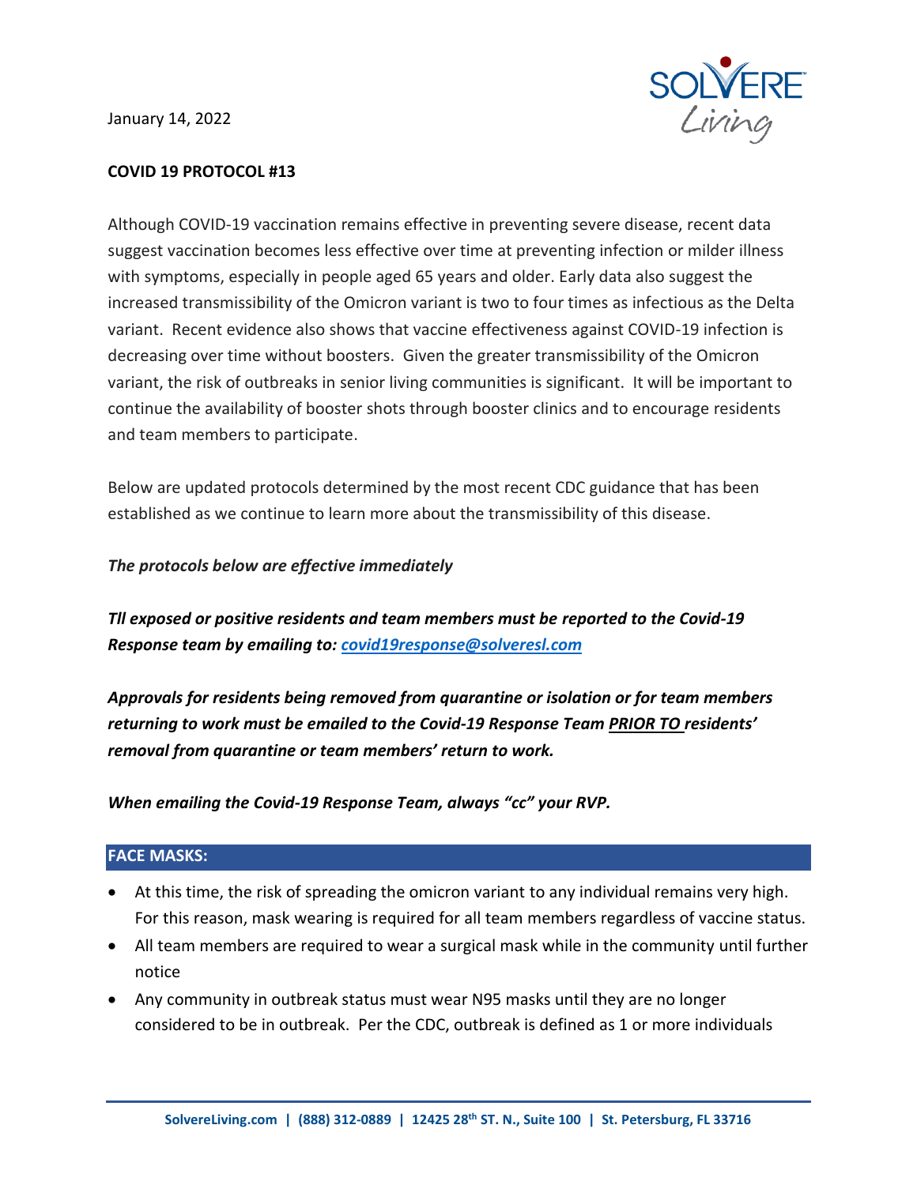January 14, 2022

**COVID 19 PROTOCOL #13**

Although COVID-19 vaccination remains effective in preventing severe disease, recent data suggest vaccination becomes less effective over time at preventing infection or milder illness with symptoms, especially in people aged 65 years and older. Early data also suggest the increased transmissibility of the Omicron variant is two to four times as infectious as the Delta variant. Recent evidence also shows that vaccine effectiveness against COVID-19 infection is decreasing over time without boosters. Given the greater transmissibility of the Omicron variant, the risk of outbreaks in senior living communities is significant. It will be important to continue the availability of booster shots through booster clinics and to encourage residents and team members to participate.

Below are updated protocols determined by the most recent CDC guidance that has been established as we continue to learn more about the transmissibility of this disease.

***The protocols below are effective immediately***

***Tll exposed or positive residents and team members must be reported to the Covid-19 Response team by emailing to: covid19response@solveresl.com***

***Approvals for residents being removed from quarantine or isolation or for team members returning to work must be emailed to the Covid-19 Response Team PRIOR TO residents' removal from quarantine or team members' return to work.***

***When emailing the Covid-19 Response Team, always "cc" your RVP.***

## FACE MASKS:

- At this time, the risk of spreading the omicron variant to any individual remains very high. For this reason, mask wearing is required for all team members regardless of vaccine status.
- All team members are required to wear a surgical mask while in the community until further notice
- Any community in outbreak status must wear N95 masks until they are no longer considered to be in outbreak. Per the CDC, outbreak is defined as 1 or more individuals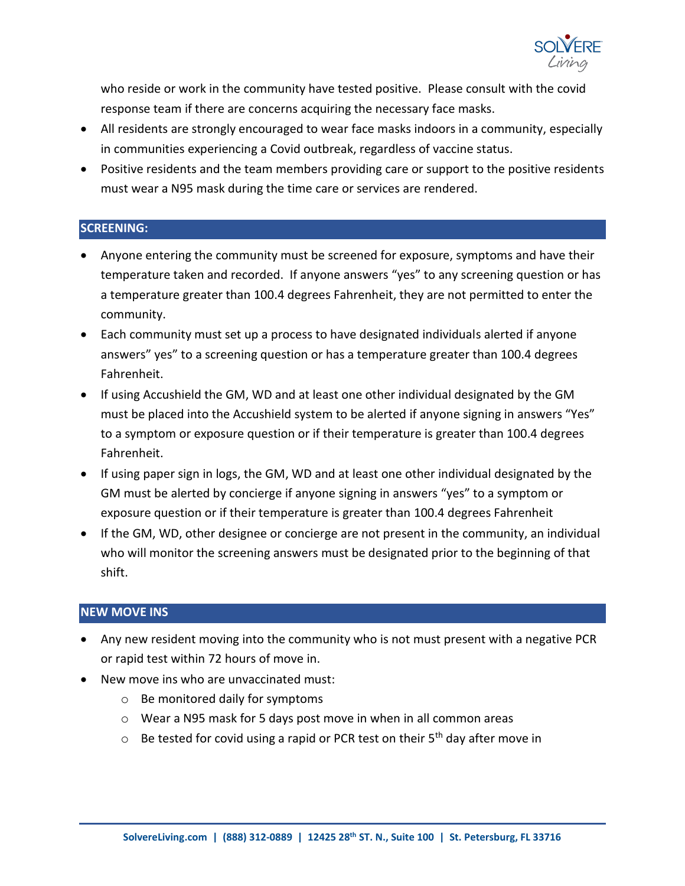who reside or work in the community have tested positive. Please consult with the covid response team if there are concerns acquiring the necessary face masks.

- All residents are strongly encouraged to wear face masks indoors in a community, especially in communities experiencing a Covid outbreak, regardless of vaccine status.
- Positive residents and the team members providing care or support to the positive residents must wear a N95 mask during the time care or services are rendered.

## SCREENING:

- Anyone entering the community must be screened for exposure, symptoms and have their temperature taken and recorded. If anyone answers "yes" to any screening question or has a temperature greater than 100.4 degrees Fahrenheit, they are not permitted to enter the community.
- Each community must set up a process to have designated individuals alerted if anyone answers" yes" to a screening question or has a temperature greater than 100.4 degrees Fahrenheit.
- If using Accushield the GM, WD and at least one other individual designated by the GM must be placed into the Accushield system to be alerted if anyone signing in answers "Yes" to a symptom or exposure question or if their temperature is greater than 100.4 degrees Fahrenheit.
- If using paper sign in logs, the GM, WD and at least one other individual designated by the GM must be alerted by concierge if anyone signing in answers "yes" to a symptom or exposure question or if their temperature is greater than 100.4 degrees Fahrenheit
- If the GM, WD, other designee or concierge are not present in the community, an individual who will monitor the screening answers must be designated prior to the beginning of that shift.

## NEW MOVE INS

- Any new resident moving into the community who is not must present with a negative PCR or rapid test within 72 hours of move in.
- New move ins who are unvaccinated must:
  - Be monitored daily for symptoms
  - Wear a N95 mask for 5 days post move in when in all common areas
  - Be tested for covid using a rapid or PCR test on their 5th day after move in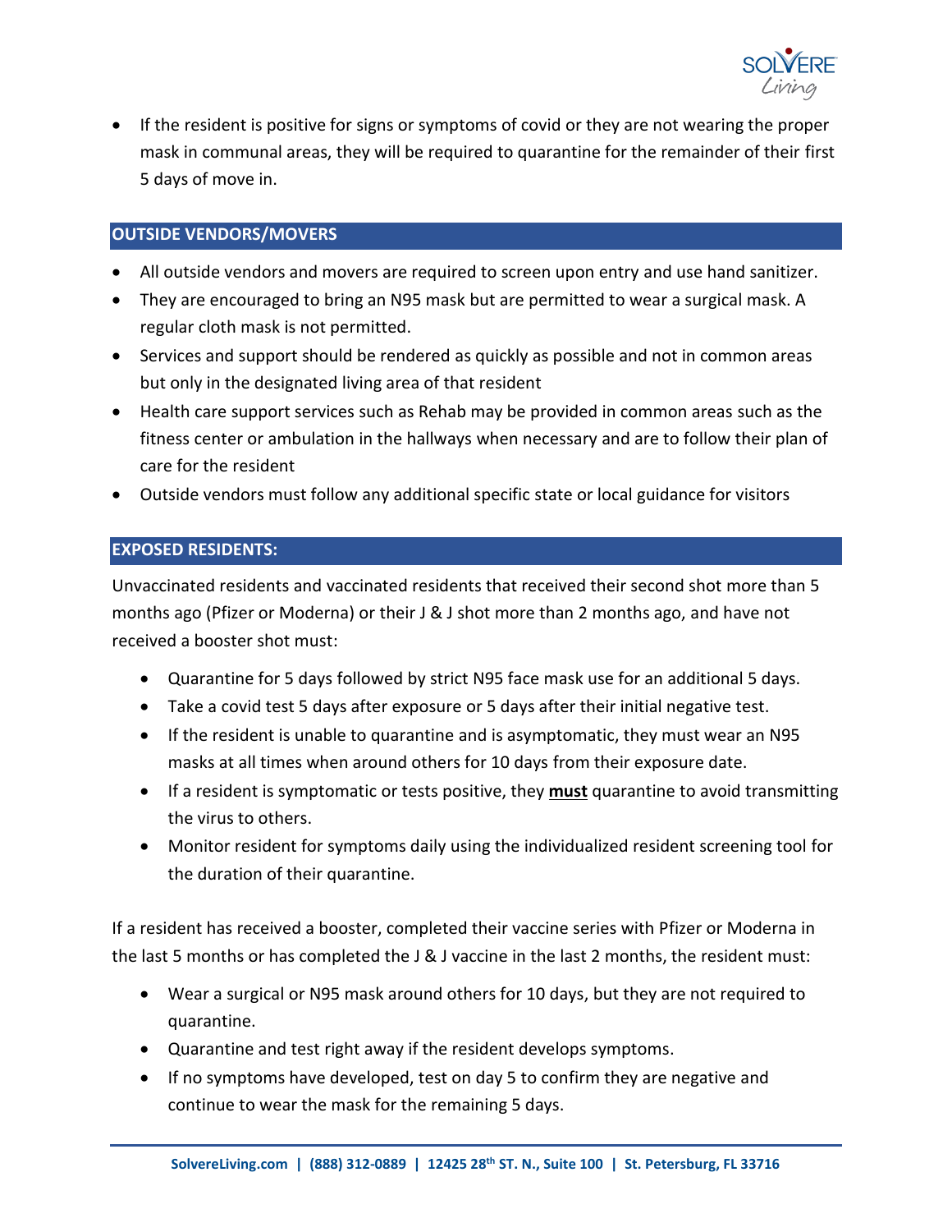- If the resident is positive for signs or symptoms of covid or they are not wearing the proper mask in communal areas, they will be required to quarantine for the remainder of their first 5 days of move in.

## OUTSIDE VENDORS/MOVERS

- All outside vendors and movers are required to screen upon entry and use hand sanitizer.
- They are encouraged to bring an N95 mask but are permitted to wear a surgical mask. A regular cloth mask is not permitted.
- Services and support should be rendered as quickly as possible and not in common areas but only in the designated living area of that resident
- Health care support services such as Rehab may be provided in common areas such as the fitness center or ambulation in the hallways when necessary and are to follow their plan of care for the resident
- Outside vendors must follow any additional specific state or local guidance for visitors

## EXPOSED RESIDENTS:

Unvaccinated residents and vaccinated residents that received their second shot more than 5 months ago (Pfizer or Moderna) or their J & J shot more than 2 months ago, and have not received a booster shot must:

- Quarantine for 5 days followed by strict N95 face mask use for an additional 5 days.
- Take a covid test 5 days after exposure or 5 days after their initial negative test.
- If the resident is unable to quarantine and is asymptomatic, they must wear an N95 masks at all times when around others for 10 days from their exposure date.
- If a resident is symptomatic or tests positive, they **must** quarantine to avoid transmitting the virus to others.
- Monitor resident for symptoms daily using the individualized resident screening tool for the duration of their quarantine.

If a resident has received a booster, completed their vaccine series with Pfizer or Moderna in the last 5 months or has completed the J & J vaccine in the last 2 months, the resident must:

- Wear a surgical or N95 mask around others for 10 days, but they are not required to quarantine.
- Quarantine and test right away if the resident develops symptoms.
- If no symptoms have developed, test on day 5 to confirm they are negative and continue to wear the mask for the remaining 5 days.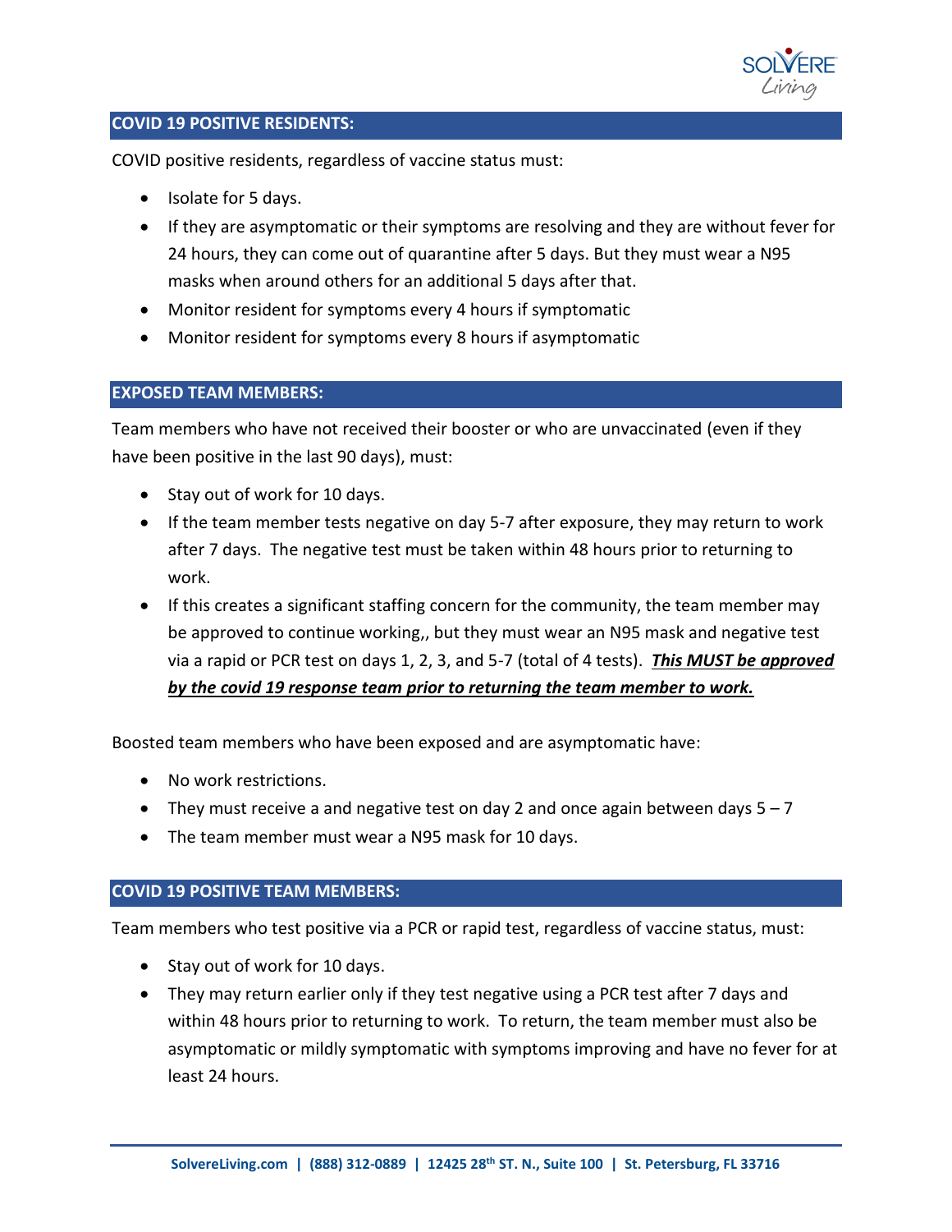## COVID 19 POSITIVE RESIDENTS:

COVID positive residents, regardless of vaccine status must:

- Isolate for 5 days.
- If they are asymptomatic or their symptoms are resolving and they are without fever for 24 hours, they can come out of quarantine after 5 days. But they must wear a N95 masks when around others for an additional 5 days after that.
- Monitor resident for symptoms every 4 hours if symptomatic
- Monitor resident for symptoms every 8 hours if asymptomatic

## EXPOSED TEAM MEMBERS:

Team members who have not received their booster or who are unvaccinated (even if they have been positive in the last 90 days), must:

- Stay out of work for 10 days.
- If the team member tests negative on day 5-7 after exposure, they may return to work after 7 days. The negative test must be taken within 48 hours prior to returning to work.
- If this creates a significant staffing concern for the community, the team member may be approved to continue working,, but they must wear an N95 mask and negative test via a rapid or PCR test on days 1, 2, 3, and 5-7 (total of 4 tests). ***This MUST be approved by the covid 19 response team prior to returning the team member to work.***

Boosted team members who have been exposed and are asymptomatic have:

- No work restrictions.
- They must receive a and negative test on day 2 and once again between days 5 – 7
- The team member must wear a N95 mask for 10 days.

## COVID 19 POSITIVE TEAM MEMBERS:

Team members who test positive via a PCR or rapid test, regardless of vaccine status, must:

- Stay out of work for 10 days.
- They may return earlier only if they test negative using a PCR test after 7 days and within 48 hours prior to returning to work. To return, the team member must also be asymptomatic or mildly symptomatic with symptoms improving and have no fever for at least 24 hours.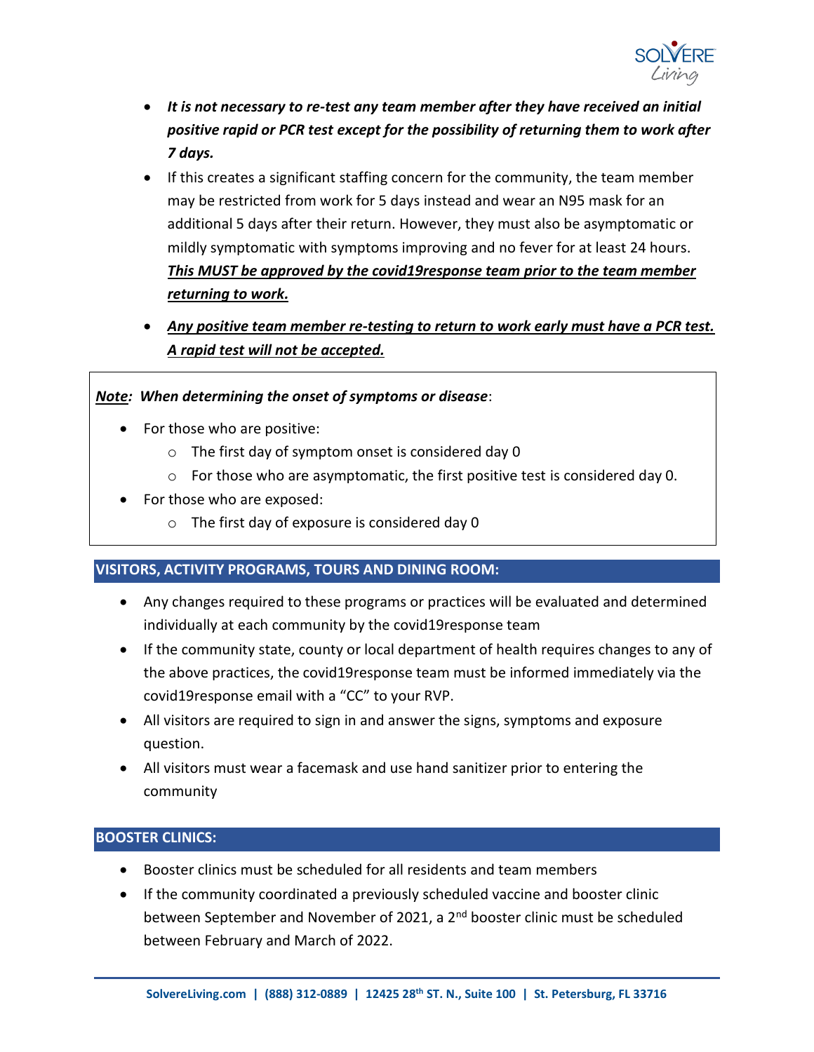- ***It is not necessary to re-test any team member after they have received an initial positive rapid or PCR test except for the possibility of returning them to work after 7 days.***
- If this creates a significant staffing concern for the community, the team member may be restricted from work for 5 days instead and wear an N95 mask for an additional 5 days after their return. However, they must also be asymptomatic or mildly symptomatic with symptoms improving and no fever for at least 24 hours. <u>***This MUST be approved by the covid19response team prior to the team member returning to work.***</u>
- <u>***Any positive team member re-testing to return to work early must have a PCR test. A rapid test will not be accepted.***</u>

***<u>Note</u>: When determining the onset of symptoms or disease***:

- For those who are positive:
  - The first day of symptom onset is considered day 0
  - For those who are asymptomatic, the first positive test is considered day 0.
- For those who are exposed:
  - The first day of exposure is considered day 0

## VISITORS, ACTIVITY PROGRAMS, TOURS AND DINING ROOM:

- Any changes required to these programs or practices will be evaluated and determined individually at each community by the covid19response team
- If the community state, county or local department of health requires changes to any of the above practices, the covid19response team must be informed immediately via the covid19response email with a "CC" to your RVP.
- All visitors are required to sign in and answer the signs, symptoms and exposure question.
- All visitors must wear a facemask and use hand sanitizer prior to entering the community

## BOOSTER CLINICS:

- Booster clinics must be scheduled for all residents and team members
- If the community coordinated a previously scheduled vaccine and booster clinic between September and November of 2021, a 2nd booster clinic must be scheduled between February and March of 2022.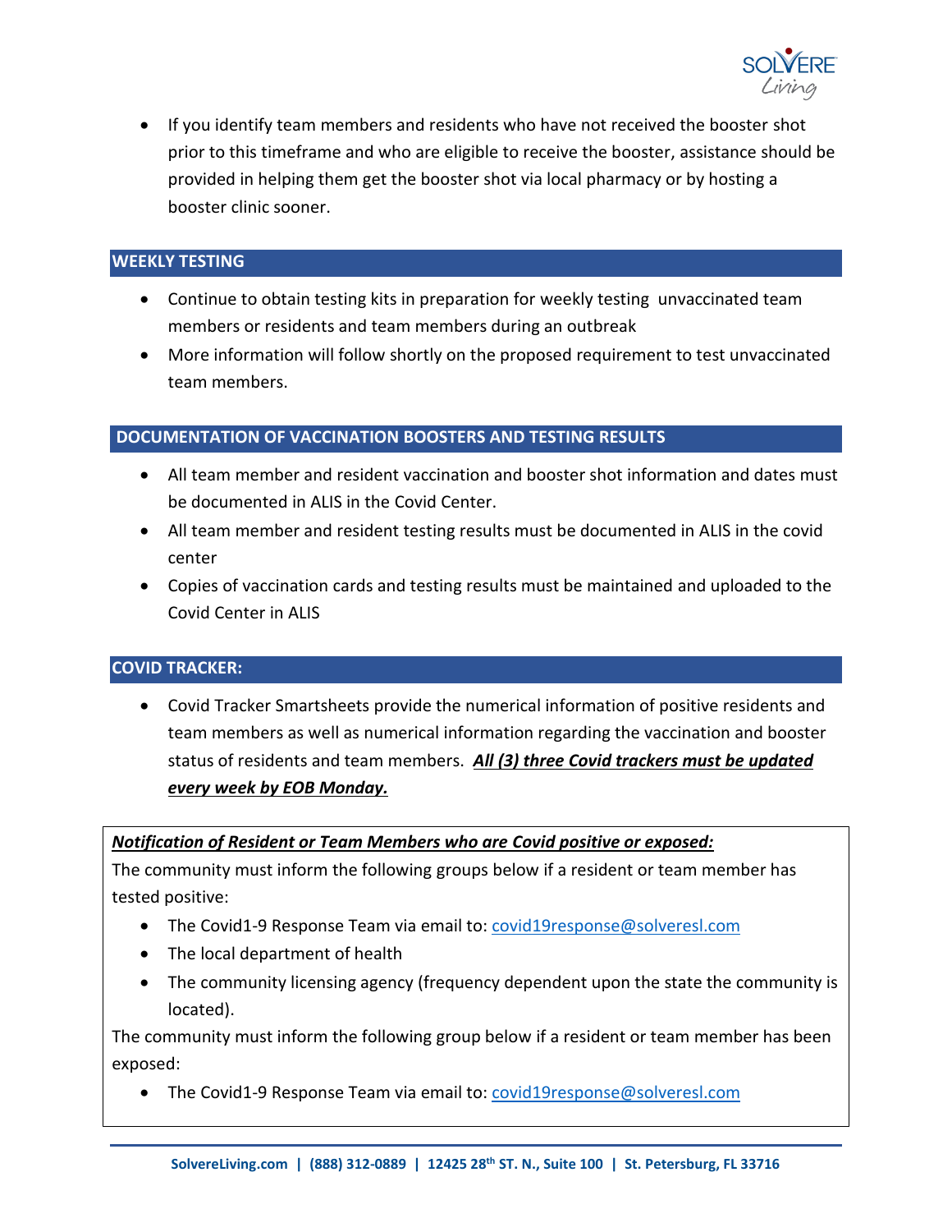- If you identify team members and residents who have not received the booster shot prior to this timeframe and who are eligible to receive the booster, assistance should be provided in helping them get the booster shot via local pharmacy or by hosting a booster clinic sooner.

## WEEKLY TESTING

- Continue to obtain testing kits in preparation for weekly testing unvaccinated team members or residents and team members during an outbreak
- More information will follow shortly on the proposed requirement to test unvaccinated team members.

## DOCUMENTATION OF VACCINATION BOOSTERS AND TESTING RESULTS

- All team member and resident vaccination and booster shot information and dates must be documented in ALIS in the Covid Center.
- All team member and resident testing results must be documented in ALIS in the covid center
- Copies of vaccination cards and testing results must be maintained and uploaded to the Covid Center in ALIS

## COVID TRACKER:

- Covid Tracker Smartsheets provide the numerical information of positive residents and team members as well as numerical information regarding the vaccination and booster status of residents and team members. ***All (3) three Covid trackers must be updated every week by EOB Monday.***

***Notification of Resident or Team Members who are Covid positive or exposed:***

The community must inform the following groups below if a resident or team member has tested positive:

- The Covid1-9 Response Team via email to: covid19response@solveresl.com
- The local department of health
- The community licensing agency (frequency dependent upon the state the community is located).

The community must inform the following group below if a resident or team member has been exposed:

- The Covid1-9 Response Team via email to: covid19response@solveresl.com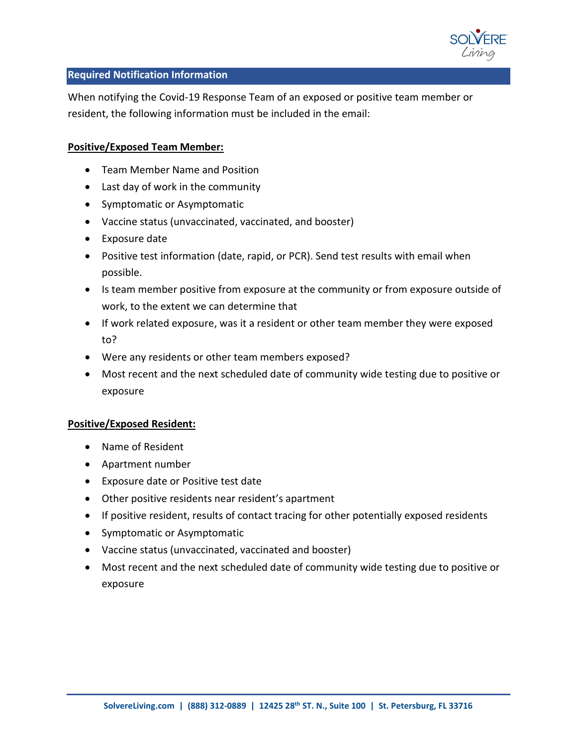## Required Notification Information

When notifying the Covid-19 Response Team of an exposed or positive team member or resident, the following information must be included in the email:

**Positive/Exposed Team Member:**

- Team Member Name and Position
- Last day of work in the community
- Symptomatic or Asymptomatic
- Vaccine status (unvaccinated, vaccinated, and booster)
- Exposure date
- Positive test information (date, rapid, or PCR). Send test results with email when possible.
- Is team member positive from exposure at the community or from exposure outside of work, to the extent we can determine that
- If work related exposure, was it a resident or other team member they were exposed to?
- Were any residents or other team members exposed?
- Most recent and the next scheduled date of community wide testing due to positive or exposure

**Positive/Exposed Resident:**

- Name of Resident
- Apartment number
- Exposure date or Positive test date
- Other positive residents near resident's apartment
- If positive resident, results of contact tracing for other potentially exposed residents
- Symptomatic or Asymptomatic
- Vaccine status (unvaccinated, vaccinated and booster)
- Most recent and the next scheduled date of community wide testing due to positive or exposure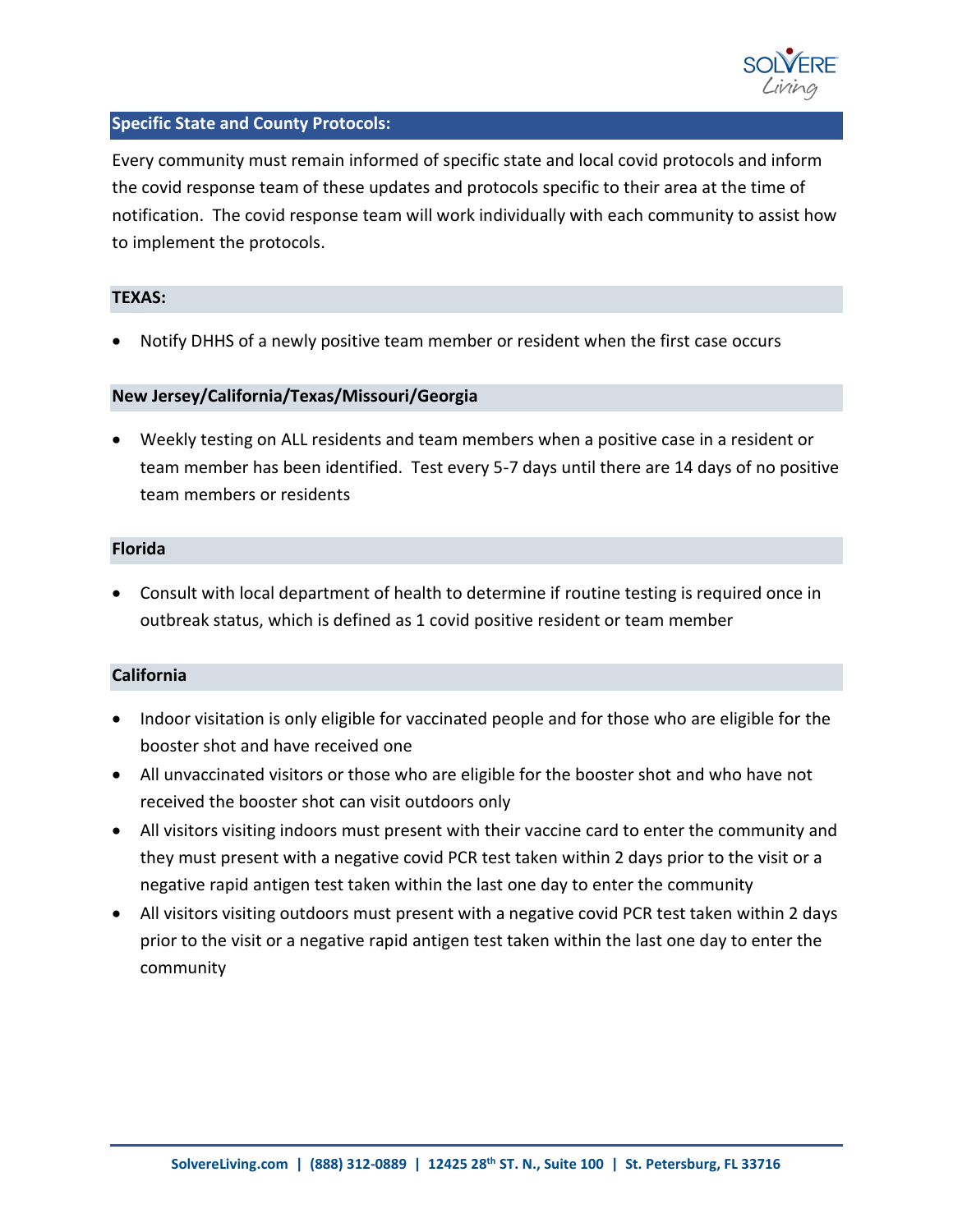## Specific State and County Protocols:

Every community must remain informed of specific state and local covid protocols and inform the covid response team of these updates and protocols specific to their area at the time of notification. The covid response team will work individually with each community to assist how to implement the protocols.

### TEXAS:

- Notify DHHS of a newly positive team member or resident when the first case occurs

### New Jersey/California/Texas/Missouri/Georgia

- Weekly testing on ALL residents and team members when a positive case in a resident or team member has been identified. Test every 5-7 days until there are 14 days of no positive team members or residents

### Florida

- Consult with local department of health to determine if routine testing is required once in outbreak status, which is defined as 1 covid positive resident or team member

### California

- Indoor visitation is only eligible for vaccinated people and for those who are eligible for the booster shot and have received one
- All unvaccinated visitors or those who are eligible for the booster shot and who have not received the booster shot can visit outdoors only
- All visitors visiting indoors must present with their vaccine card to enter the community and they must present with a negative covid PCR test taken within 2 days prior to the visit or a negative rapid antigen test taken within the last one day to enter the community
- All visitors visiting outdoors must present with a negative covid PCR test taken within 2 days prior to the visit or a negative rapid antigen test taken within the last one day to enter the community